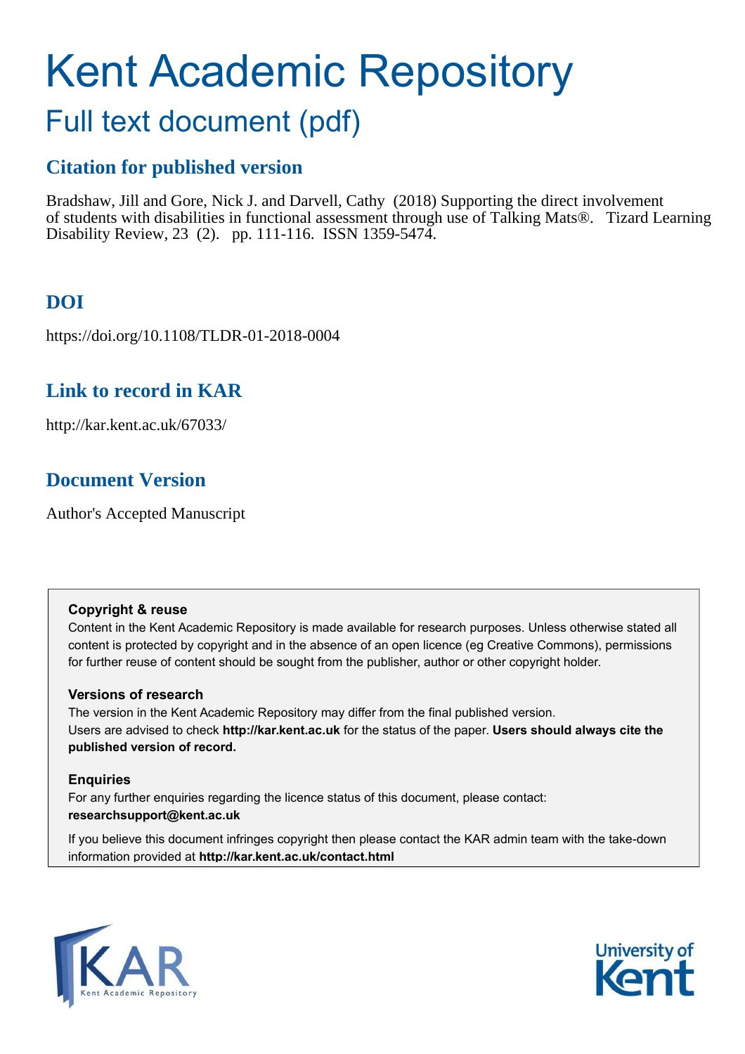# Kent Academic Repository

## Full text document (pdf)

### Citation for published version

Bradshaw, Jill and Gore, Nick J. and Darvell, Cathy (2018) Supporting the direct involvement of students with disabilities in functional assessment through use of Talking Mats®. Tizard Learning Disability Review, 23 (2). pp. 111-116. ISSN 1359-5474.

### DOI

https://doi.org/10.1108/TLDR-01-2018-0004

### Link to record in KAR

http://kar.kent.ac.uk/67033/

### Document Version

Author's Accepted Manuscript

**Copyright & reuse**

Content in the Kent Academic Repository is made available for research purposes. Unless otherwise stated all content is protected by copyright and in the absence of an open licence (eg Creative Commons), permissions for further reuse of content should be sought from the publisher, author or other copyright holder.

**Versions of research**

The version in the Kent Academic Repository may differ from the final published version. Users are advised to check **http://kar.kent.ac.uk** for the status of the paper. **Users should always cite the published version of record.**

**Enquiries**

For any further enquiries regarding the licence status of this document, please contact: **researchsupport@kent.ac.uk**

If you believe this document infringes copyright then please contact the KAR admin team with the take-down information provided at **http://kar.kent.ac.uk/contact.html**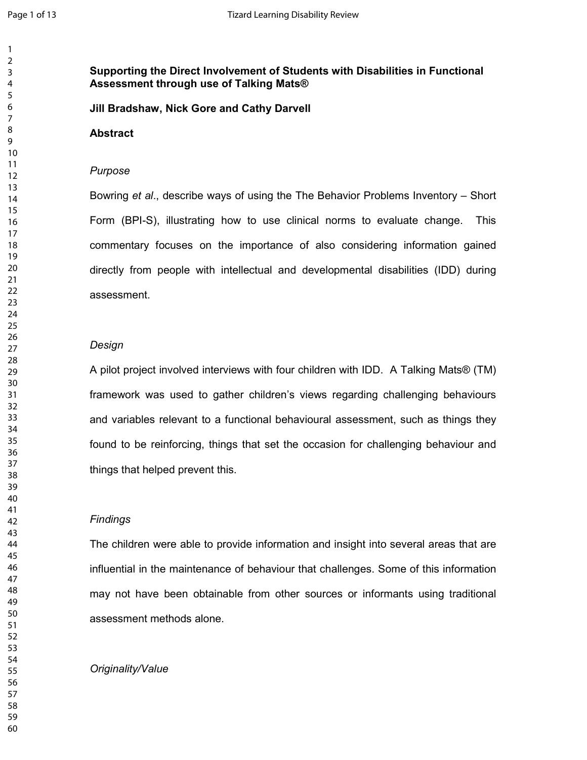**Supporting the Direct Involvement of Students with Disabilities in Functional Assessment through use of Talking Mats®**

**Jill Bradshaw, Nick Gore and Cathy Darvell**

**Abstract**

*Purpose*

Bowring *et al*., describe ways of using the The Behavior Problems Inventory – Short Form (BPI-S), illustrating how to use clinical norms to evaluate change. This commentary focuses on the importance of also considering information gained directly from people with intellectual and developmental disabilities (IDD) during assessment.

*Design*

A pilot project involved interviews with four children with IDD. A Talking Mats® (TM) framework was used to gather children's views regarding challenging behaviours and variables relevant to a functional behavioural assessment, such as things they found to be reinforcing, things that set the occasion for challenging behaviour and things that helped prevent this.

*Findings*

The children were able to provide information and insight into several areas that are influential in the maintenance of behaviour that challenges. Some of this information may not have been obtainable from other sources or informants using traditional assessment methods alone.

*Originality/Value*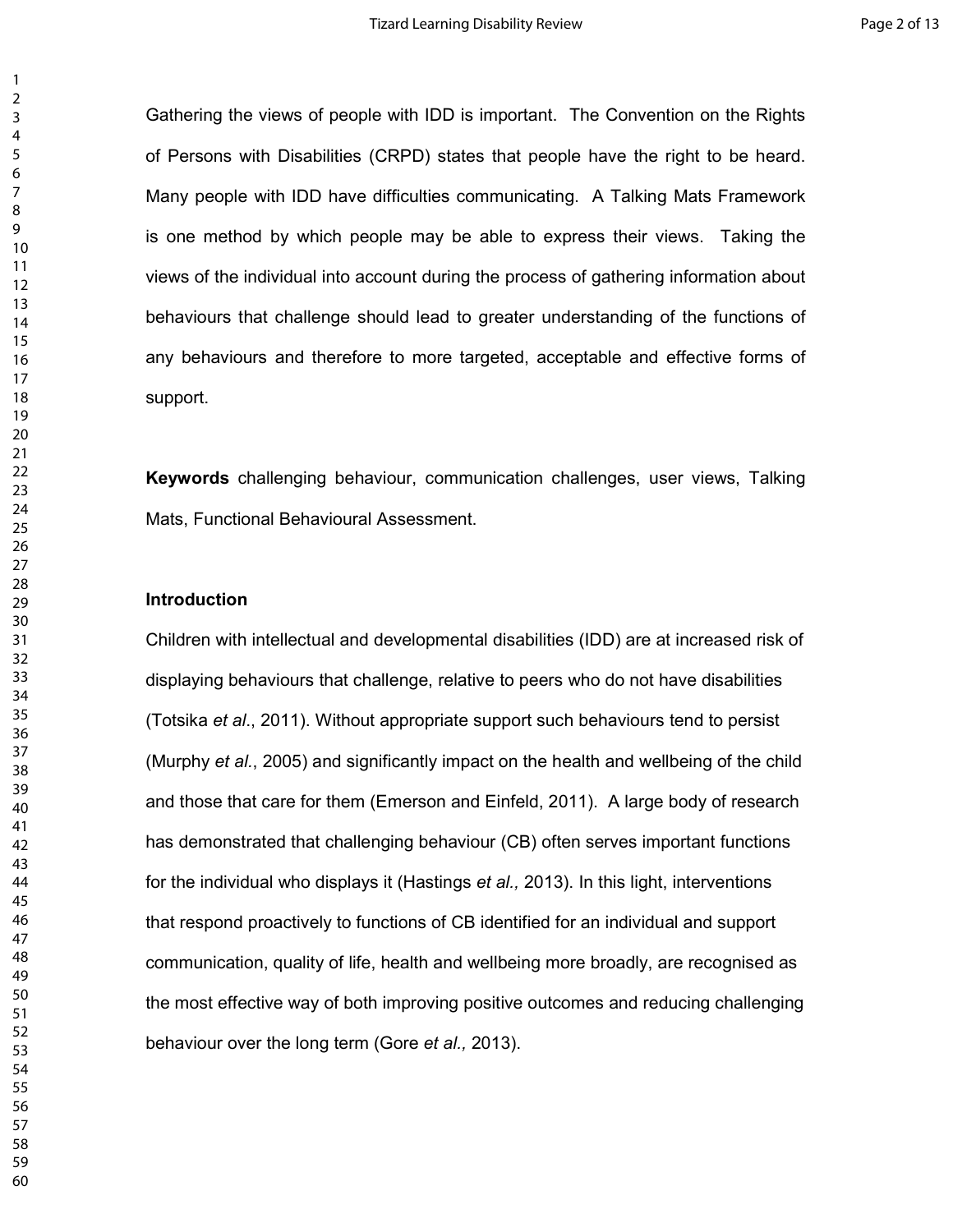Gathering the views of people with IDD is important. The Convention on the Rights of Persons with Disabilities (CRPD) states that people have the right to be heard. Many people with IDD have difficulties communicating. A Talking Mats Framework is one method by which people may be able to express their views. Taking the views of the individual into account during the process of gathering information about behaviours that challenge should lead to greater understanding of the functions of any behaviours and therefore to more targeted, acceptable and effective forms of support.

**Keywords** challenging behaviour, communication challenges, user views, Talking Mats, Functional Behavioural Assessment.

## Introduction

Children with intellectual and developmental disabilities (IDD) are at increased risk of displaying behaviours that challenge, relative to peers who do not have disabilities (Totsika *et al*., 2011). Without appropriate support such behaviours tend to persist (Murphy *et al.*, 2005) and significantly impact on the health and wellbeing of the child and those that care for them (Emerson and Einfeld, 2011). A large body of research has demonstrated that challenging behaviour (CB) often serves important functions for the individual who displays it (Hastings *et al.,* 2013). In this light, interventions that respond proactively to functions of CB identified for an individual and support communication, quality of life, health and wellbeing more broadly, are recognised as the most effective way of both improving positive outcomes and reducing challenging behaviour over the long term (Gore *et al.,* 2013).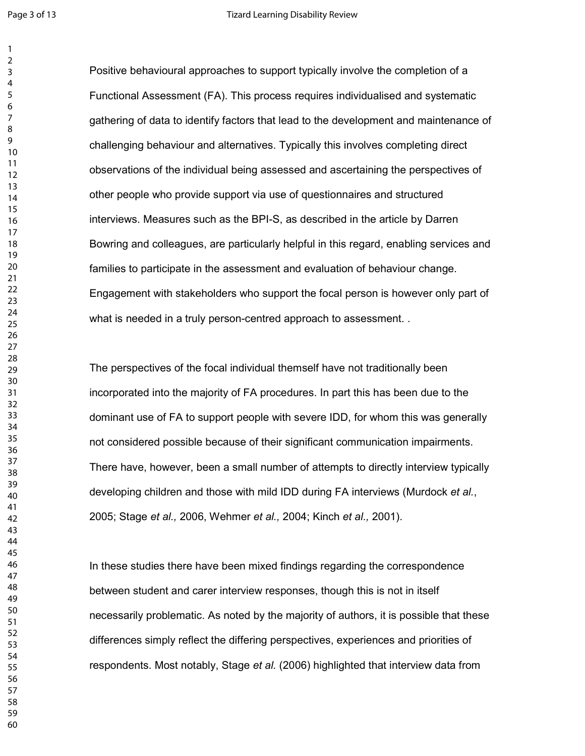Positive behavioural approaches to support typically involve the completion of a Functional Assessment (FA). This process requires individualised and systematic gathering of data to identify factors that lead to the development and maintenance of challenging behaviour and alternatives. Typically this involves completing direct observations of the individual being assessed and ascertaining the perspectives of other people who provide support via use of questionnaires and structured interviews. Measures such as the BPI-S, as described in the article by Darren Bowring and colleagues, are particularly helpful in this regard, enabling services and families to participate in the assessment and evaluation of behaviour change. Engagement with stakeholders who support the focal person is however only part of what is needed in a truly person-centred approach to assessment. .

The perspectives of the focal individual themself have not traditionally been incorporated into the majority of FA procedures. In part this has been due to the dominant use of FA to support people with severe IDD, for whom this was generally not considered possible because of their significant communication impairments. There have, however, been a small number of attempts to directly interview typically developing children and those with mild IDD during FA interviews (Murdock *et al.*, 2005; Stage *et al.,* 2006, Wehmer *et al.,* 2004; Kinch *et al.,* 2001).

In these studies there have been mixed findings regarding the correspondence between student and carer interview responses, though this is not in itself necessarily problematic. As noted by the majority of authors, it is possible that these differences simply reflect the differing perspectives, experiences and priorities of respondents. Most notably, Stage *et al.* (2006) highlighted that interview data from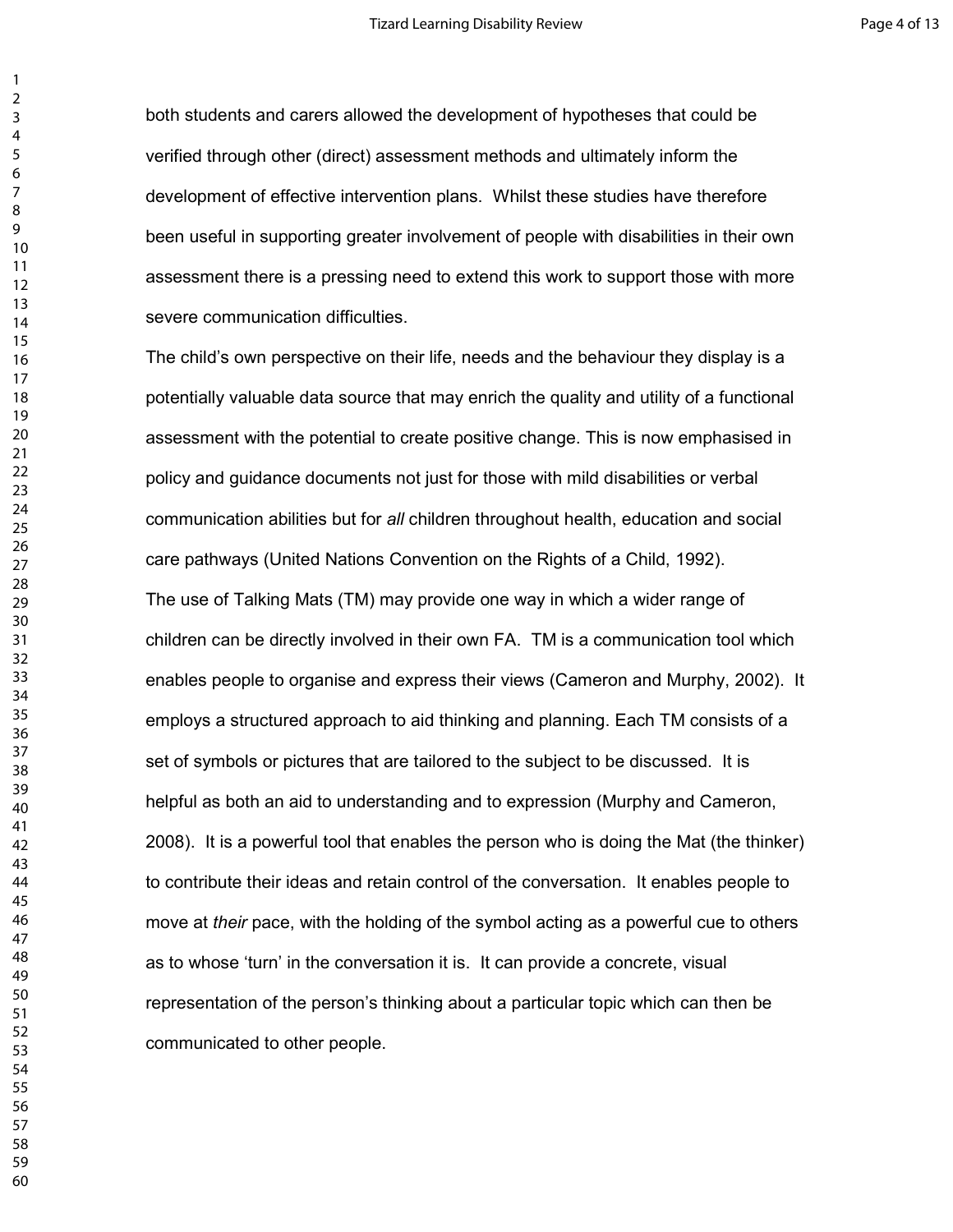both students and carers allowed the development of hypotheses that could be verified through other (direct) assessment methods and ultimately inform the development of effective intervention plans. Whilst these studies have therefore been useful in supporting greater involvement of people with disabilities in their own assessment there is a pressing need to extend this work to support those with more severe communication difficulties.

The child's own perspective on their life, needs and the behaviour they display is a potentially valuable data source that may enrich the quality and utility of a functional assessment with the potential to create positive change. This is now emphasised in policy and guidance documents not just for those with mild disabilities or verbal communication abilities but for *all* children throughout health, education and social care pathways (United Nations Convention on the Rights of a Child, 1992).

The use of Talking Mats (TM) may provide one way in which a wider range of children can be directly involved in their own FA. TM is a communication tool which enables people to organise and express their views (Cameron and Murphy, 2002). It employs a structured approach to aid thinking and planning. Each TM consists of a set of symbols or pictures that are tailored to the subject to be discussed. It is helpful as both an aid to understanding and to expression (Murphy and Cameron, 2008). It is a powerful tool that enables the person who is doing the Mat (the thinker) to contribute their ideas and retain control of the conversation. It enables people to move at *their* pace, with the holding of the symbol acting as a powerful cue to others as to whose 'turn' in the conversation it is. It can provide a concrete, visual representation of the person's thinking about a particular topic which can then be communicated to other people.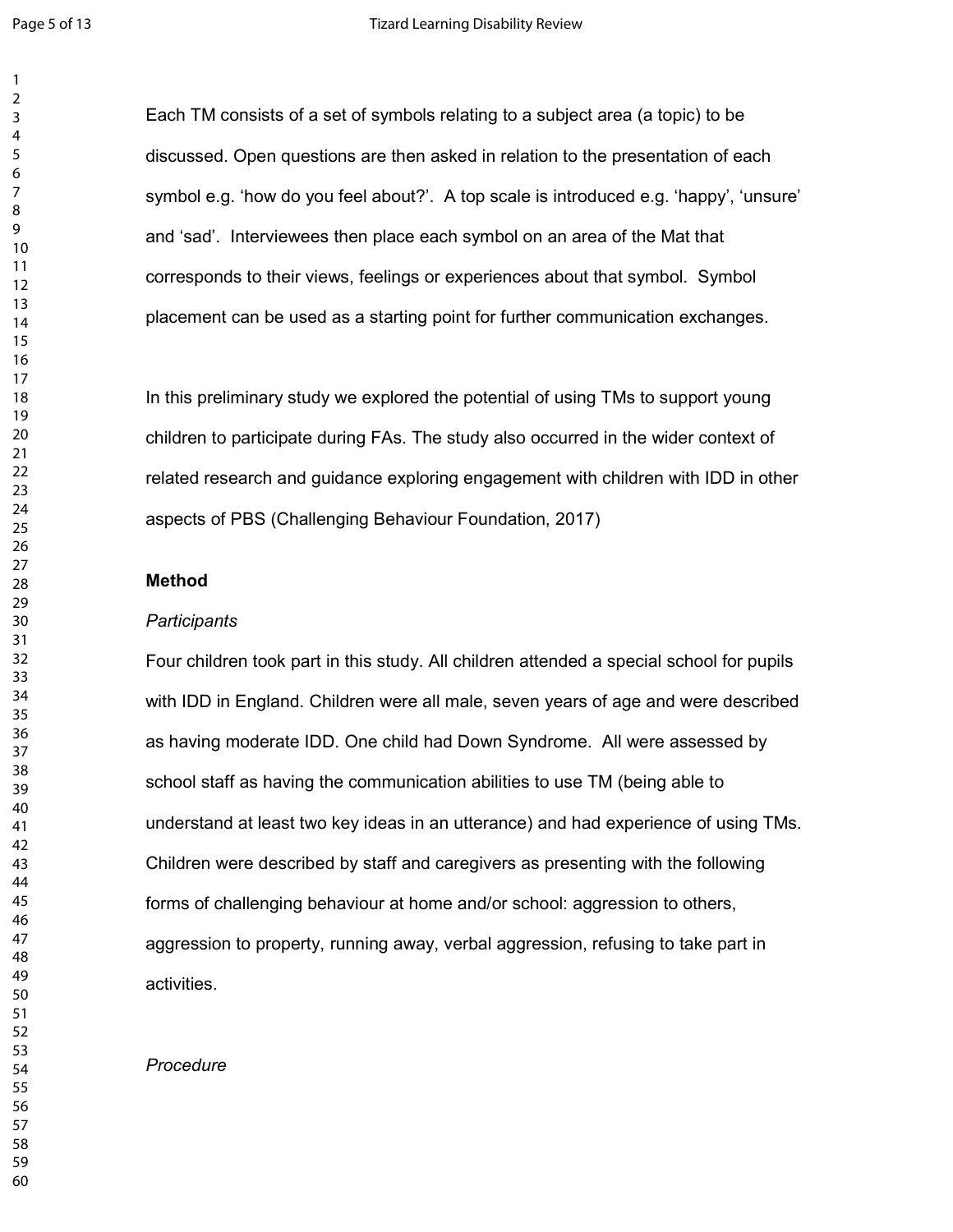Each TM consists of a set of symbols relating to a subject area (a topic) to be discussed. Open questions are then asked in relation to the presentation of each symbol e.g. 'how do you feel about?'. A top scale is introduced e.g. 'happy', 'unsure' and 'sad'. Interviewees then place each symbol on an area of the Mat that corresponds to their views, feelings or experiences about that symbol. Symbol placement can be used as a starting point for further communication exchanges.

In this preliminary study we explored the potential of using TMs to support young children to participate during FAs. The study also occurred in the wider context of related research and guidance exploring engagement with children with IDD in other aspects of PBS (Challenging Behaviour Foundation, 2017)

## Method

### *Participants*

Four children took part in this study. All children attended a special school for pupils with IDD in England. Children were all male, seven years of age and were described as having moderate IDD. One child had Down Syndrome. All were assessed by school staff as having the communication abilities to use TM (being able to understand at least two key ideas in an utterance) and had experience of using TMs. Children were described by staff and caregivers as presenting with the following forms of challenging behaviour at home and/or school: aggression to others, aggression to property, running away, verbal aggression, refusing to take part in activities.

### *Procedure*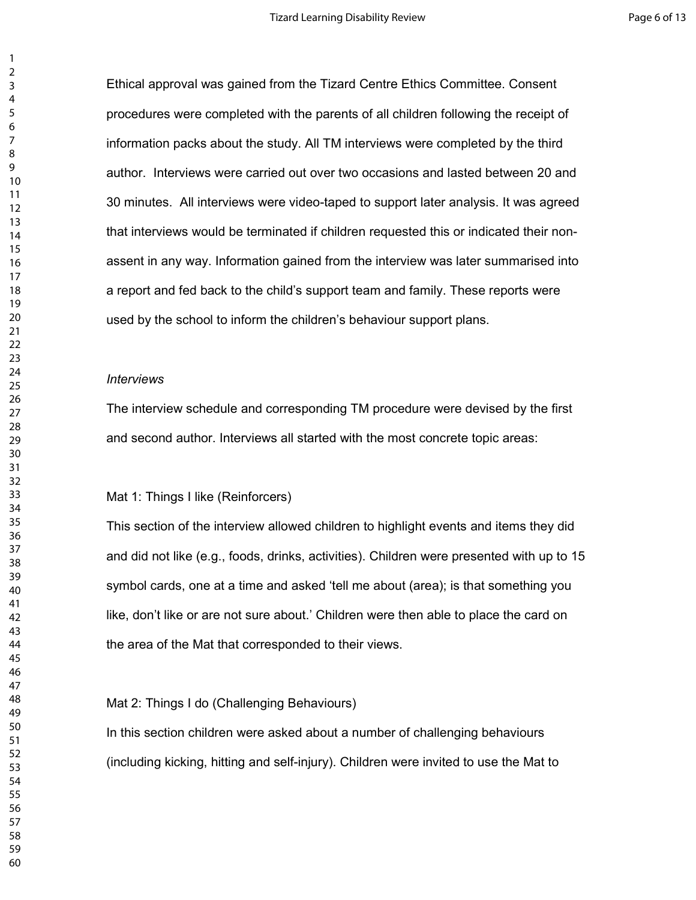Ethical approval was gained from the Tizard Centre Ethics Committee. Consent procedures were completed with the parents of all children following the receipt of information packs about the study. All TM interviews were completed by the third author. Interviews were carried out over two occasions and lasted between 20 and 30 minutes. All interviews were video-taped to support later analysis. It was agreed that interviews would be terminated if children requested this or indicated their non-assent in any way. Information gained from the interview was later summarised into a report and fed back to the child's support team and family. These reports were used by the school to inform the children's behaviour support plans.

*Interviews*

The interview schedule and corresponding TM procedure were devised by the first and second author. Interviews all started with the most concrete topic areas:

Mat 1: Things I like (Reinforcers)

This section of the interview allowed children to highlight events and items they did and did not like (e.g., foods, drinks, activities). Children were presented with up to 15 symbol cards, one at a time and asked 'tell me about (area); is that something you like, don't like or are not sure about.' Children were then able to place the card on the area of the Mat that corresponded to their views.

Mat 2: Things I do (Challenging Behaviours)

In this section children were asked about a number of challenging behaviours (including kicking, hitting and self-injury). Children were invited to use the Mat to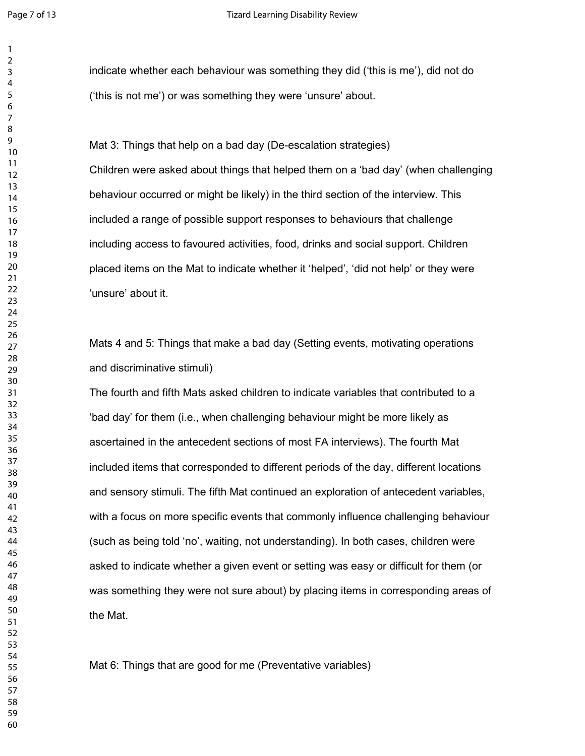indicate whether each behaviour was something they did ('this is me'), did not do ('this is not me') or was something they were 'unsure' about.

Mat 3: Things that help on a bad day (De-escalation strategies)

Children were asked about things that helped them on a 'bad day' (when challenging behaviour occurred or might be likely) in the third section of the interview. This included a range of possible support responses to behaviours that challenge including access to favoured activities, food, drinks and social support. Children placed items on the Mat to indicate whether it 'helped', 'did not help' or they were 'unsure' about it.

Mats 4 and 5: Things that make a bad day (Setting events, motivating operations and discriminative stimuli)

The fourth and fifth Mats asked children to indicate variables that contributed to a 'bad day' for them (i.e., when challenging behaviour might be more likely as ascertained in the antecedent sections of most FA interviews). The fourth Mat included items that corresponded to different periods of the day, different locations and sensory stimuli. The fifth Mat continued an exploration of antecedent variables, with a focus on more specific events that commonly influence challenging behaviour (such as being told 'no', waiting, not understanding). In both cases, children were asked to indicate whether a given event or setting was easy or difficult for them (or was something they were not sure about) by placing items in corresponding areas of the Mat.

Mat 6: Things that are good for me (Preventative variables)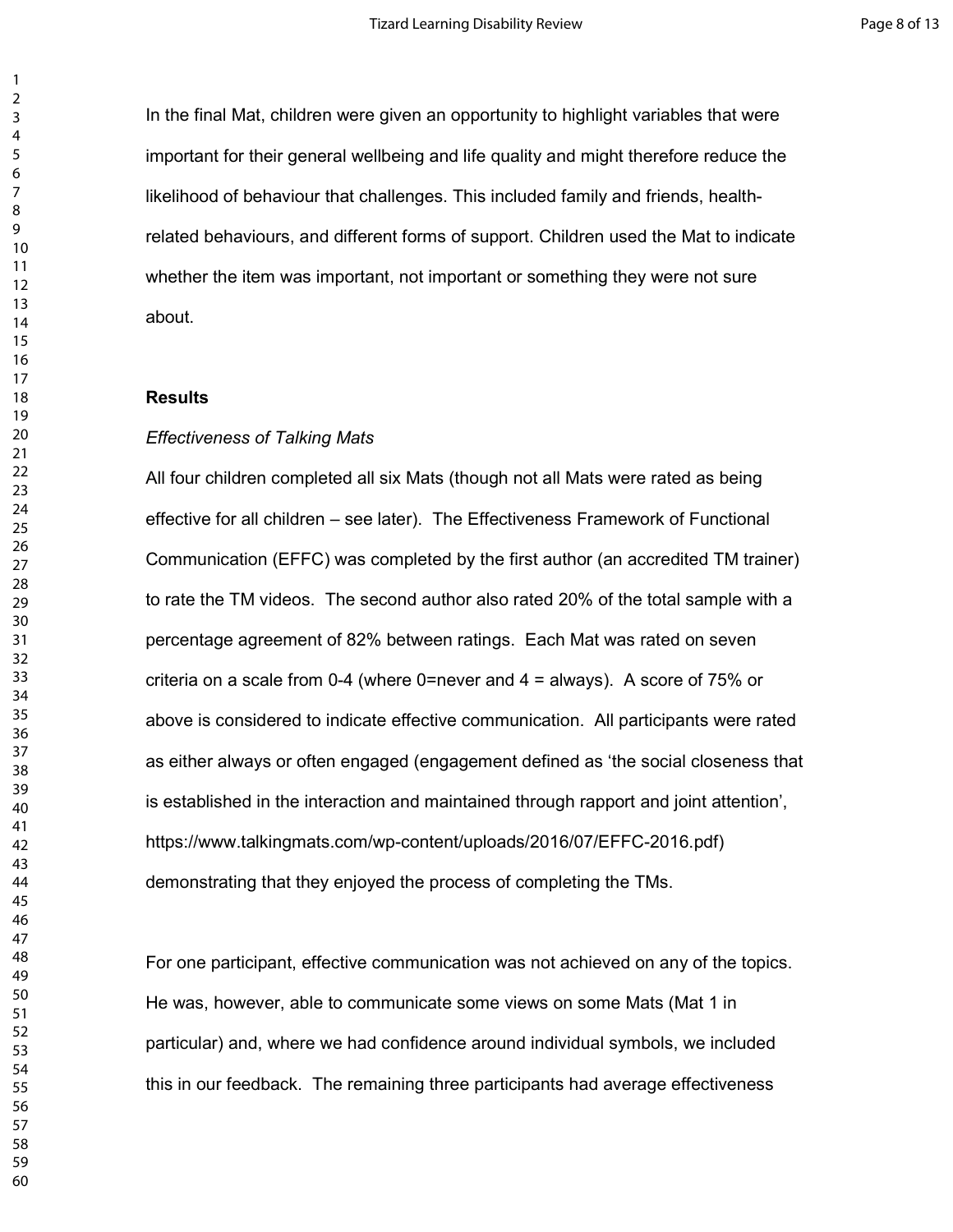In the final Mat, children were given an opportunity to highlight variables that were important for their general wellbeing and life quality and might therefore reduce the likelihood of behaviour that challenges. This included family and friends, health-related behaviours, and different forms of support. Children used the Mat to indicate whether the item was important, not important or something they were not sure about.

## Results

### *Effectiveness of Talking Mats*

All four children completed all six Mats (though not all Mats were rated as being effective for all children – see later). The Effectiveness Framework of Functional Communication (EFFC) was completed by the first author (an accredited TM trainer) to rate the TM videos. The second author also rated 20% of the total sample with a percentage agreement of 82% between ratings. Each Mat was rated on seven criteria on a scale from 0-4 (where 0=never and 4 = always). A score of 75% or above is considered to indicate effective communication. All participants were rated as either always or often engaged (engagement defined as 'the social closeness that is established in the interaction and maintained through rapport and joint attention', https://www.talkingmats.com/wp-content/uploads/2016/07/EFFC-2016.pdf) demonstrating that they enjoyed the process of completing the TMs.

For one participant, effective communication was not achieved on any of the topics. He was, however, able to communicate some views on some Mats (Mat 1 in particular) and, where we had confidence around individual symbols, we included this in our feedback. The remaining three participants had average effectiveness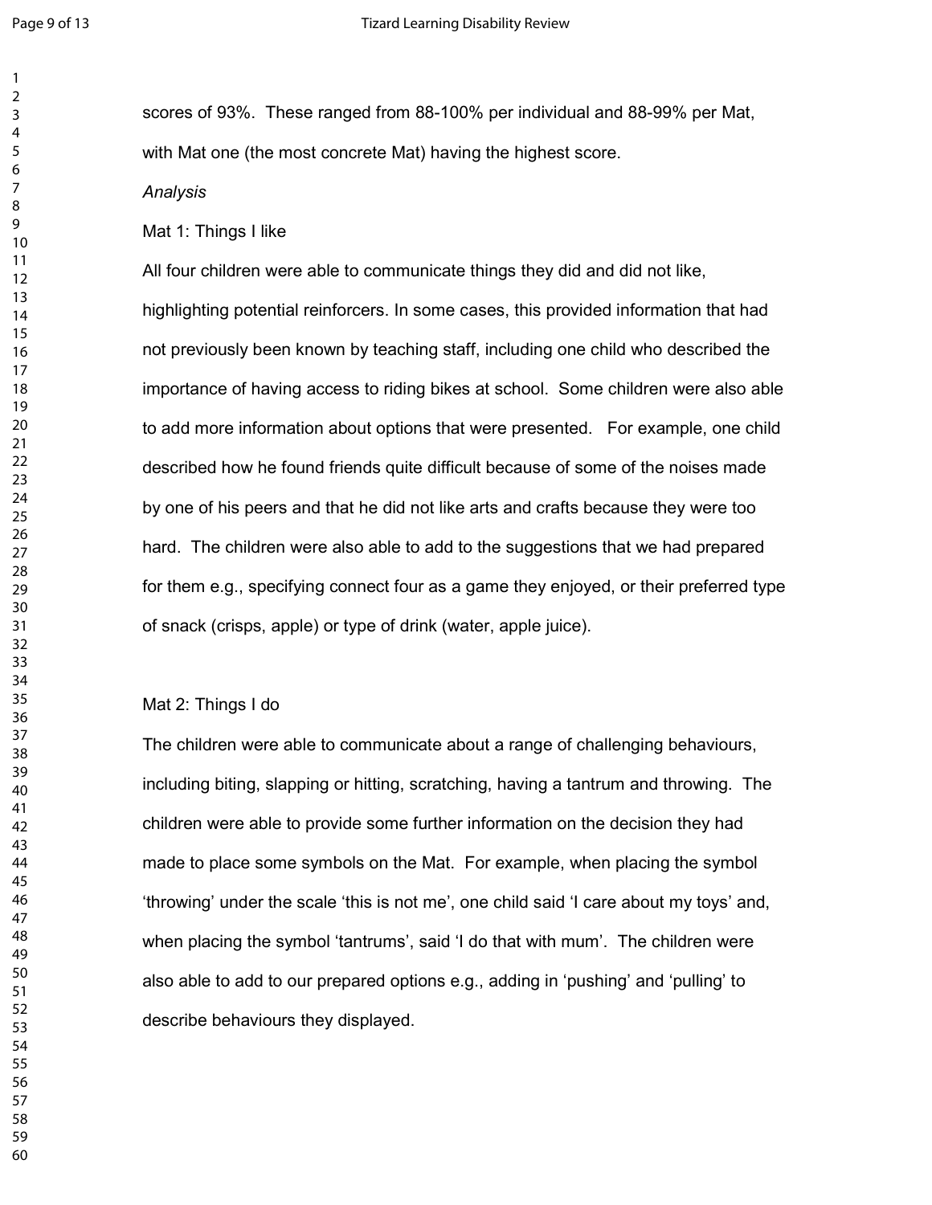scores of 93%. These ranged from 88-100% per individual and 88-99% per Mat, with Mat one (the most concrete Mat) having the highest score.

*Analysis*

Mat 1: Things I like

All four children were able to communicate things they did and did not like, highlighting potential reinforcers. In some cases, this provided information that had not previously been known by teaching staff, including one child who described the importance of having access to riding bikes at school. Some children were also able to add more information about options that were presented. For example, one child described how he found friends quite difficult because of some of the noises made by one of his peers and that he did not like arts and crafts because they were too hard. The children were also able to add to the suggestions that we had prepared for them e.g., specifying connect four as a game they enjoyed, or their preferred type of snack (crisps, apple) or type of drink (water, apple juice).

Mat 2: Things I do

The children were able to communicate about a range of challenging behaviours, including biting, slapping or hitting, scratching, having a tantrum and throwing. The children were able to provide some further information on the decision they had made to place some symbols on the Mat. For example, when placing the symbol 'throwing' under the scale 'this is not me', one child said 'I care about my toys' and, when placing the symbol 'tantrums', said 'I do that with mum'. The children were also able to add to our prepared options e.g., adding in 'pushing' and 'pulling' to describe behaviours they displayed.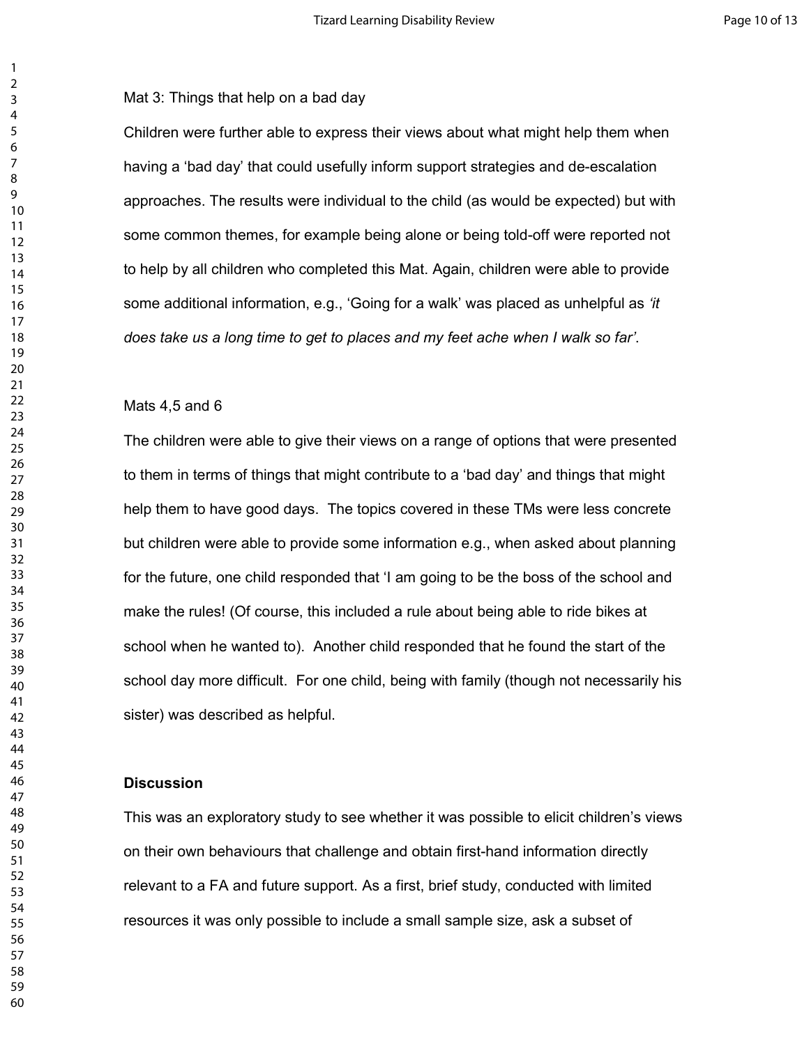Mat 3: Things that help on a bad day

Children were further able to express their views about what might help them when having a 'bad day' that could usefully inform support strategies and de-escalation approaches. The results were individual to the child (as would be expected) but with some common themes, for example being alone or being told-off were reported not to help by all children who completed this Mat. Again, children were able to provide some additional information, e.g., 'Going for a walk' was placed as unhelpful as *'it does take us a long time to get to places and my feet ache when I walk so far'*.

Mats 4,5 and 6

The children were able to give their views on a range of options that were presented to them in terms of things that might contribute to a 'bad day' and things that might help them to have good days. The topics covered in these TMs were less concrete but children were able to provide some information e.g., when asked about planning for the future, one child responded that 'I am going to be the boss of the school and make the rules! (Of course, this included a rule about being able to ride bikes at school when he wanted to). Another child responded that he found the start of the school day more difficult. For one child, being with family (though not necessarily his sister) was described as helpful.

## Discussion

This was an exploratory study to see whether it was possible to elicit children's views on their own behaviours that challenge and obtain first-hand information directly relevant to a FA and future support. As a first, brief study, conducted with limited resources it was only possible to include a small sample size, ask a subset of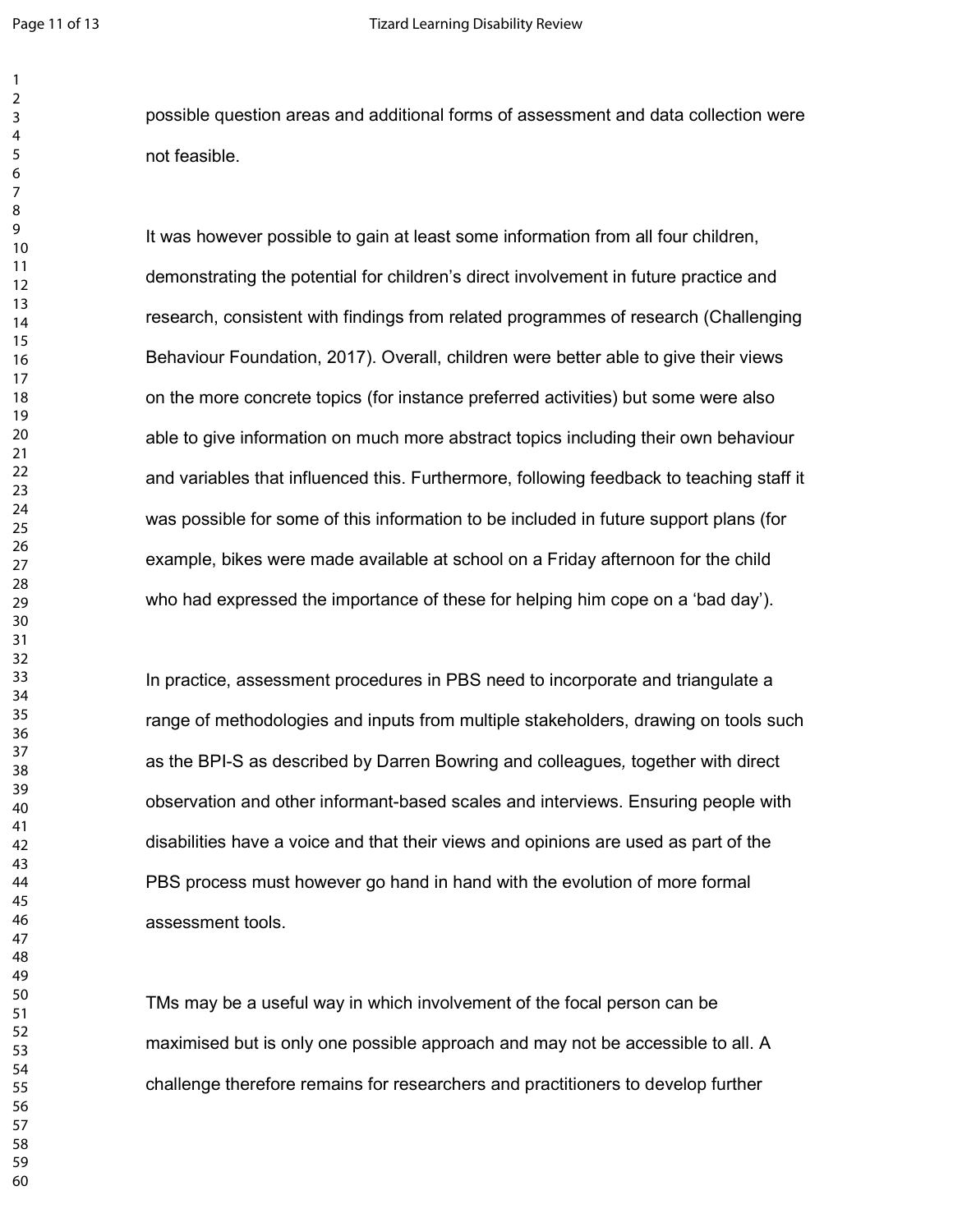possible question areas and additional forms of assessment and data collection were not feasible.

It was however possible to gain at least some information from all four children, demonstrating the potential for children's direct involvement in future practice and research, consistent with findings from related programmes of research (Challenging Behaviour Foundation, 2017). Overall, children were better able to give their views on the more concrete topics (for instance preferred activities) but some were also able to give information on much more abstract topics including their own behaviour and variables that influenced this. Furthermore, following feedback to teaching staff it was possible for some of this information to be included in future support plans (for example, bikes were made available at school on a Friday afternoon for the child who had expressed the importance of these for helping him cope on a 'bad day').

In practice, assessment procedures in PBS need to incorporate and triangulate a range of methodologies and inputs from multiple stakeholders, drawing on tools such as the BPI-S as described by Darren Bowring and colleagues*,* together with direct observation and other informant-based scales and interviews. Ensuring people with disabilities have a voice and that their views and opinions are used as part of the PBS process must however go hand in hand with the evolution of more formal assessment tools.

TMs may be a useful way in which involvement of the focal person can be maximised but is only one possible approach and may not be accessible to all. A challenge therefore remains for researchers and practitioners to develop further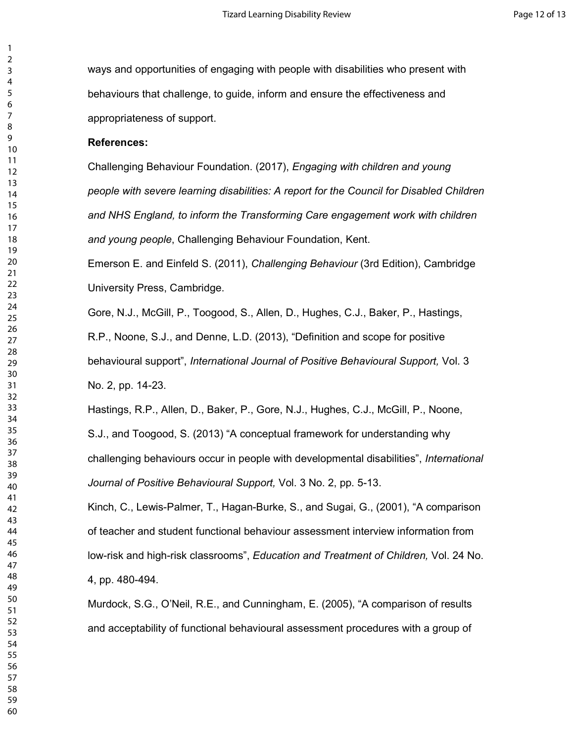ways and opportunities of engaging with people with disabilities who present with behaviours that challenge, to guide, inform and ensure the effectiveness and appropriateness of support.

**References:**

Challenging Behaviour Foundation. (2017), *Engaging with children and young people with severe learning disabilities: A report for the Council for Disabled Children and NHS England, to inform the Transforming Care engagement work with children and young people*, Challenging Behaviour Foundation, Kent.

Emerson E. and Einfeld S. (2011), *Challenging Behaviour* (3rd Edition), Cambridge University Press, Cambridge.

Gore, N.J., McGill, P., Toogood, S., Allen, D., Hughes, C.J., Baker, P., Hastings, R.P., Noone, S.J., and Denne, L.D. (2013), "Definition and scope for positive behavioural support", *International Journal of Positive Behavioural Support,* Vol. 3 No. 2, pp. 14-23.

Hastings, R.P., Allen, D., Baker, P., Gore, N.J., Hughes, C.J., McGill, P., Noone, S.J., and Toogood, S. (2013) "A conceptual framework for understanding why challenging behaviours occur in people with developmental disabilities", *International Journal of Positive Behavioural Support,* Vol. 3 No. 2, pp. 5-13.

Kinch, C., Lewis-Palmer, T., Hagan-Burke, S., and Sugai, G., (2001), "A comparison of teacher and student functional behaviour assessment interview information from low-risk and high-risk classrooms", *Education and Treatment of Children,* Vol. 24 No. 4, pp. 480-494.

Murdock, S.G., O'Neil, R.E., and Cunningham, E. (2005), "A comparison of results and acceptability of functional behavioural assessment procedures with a group of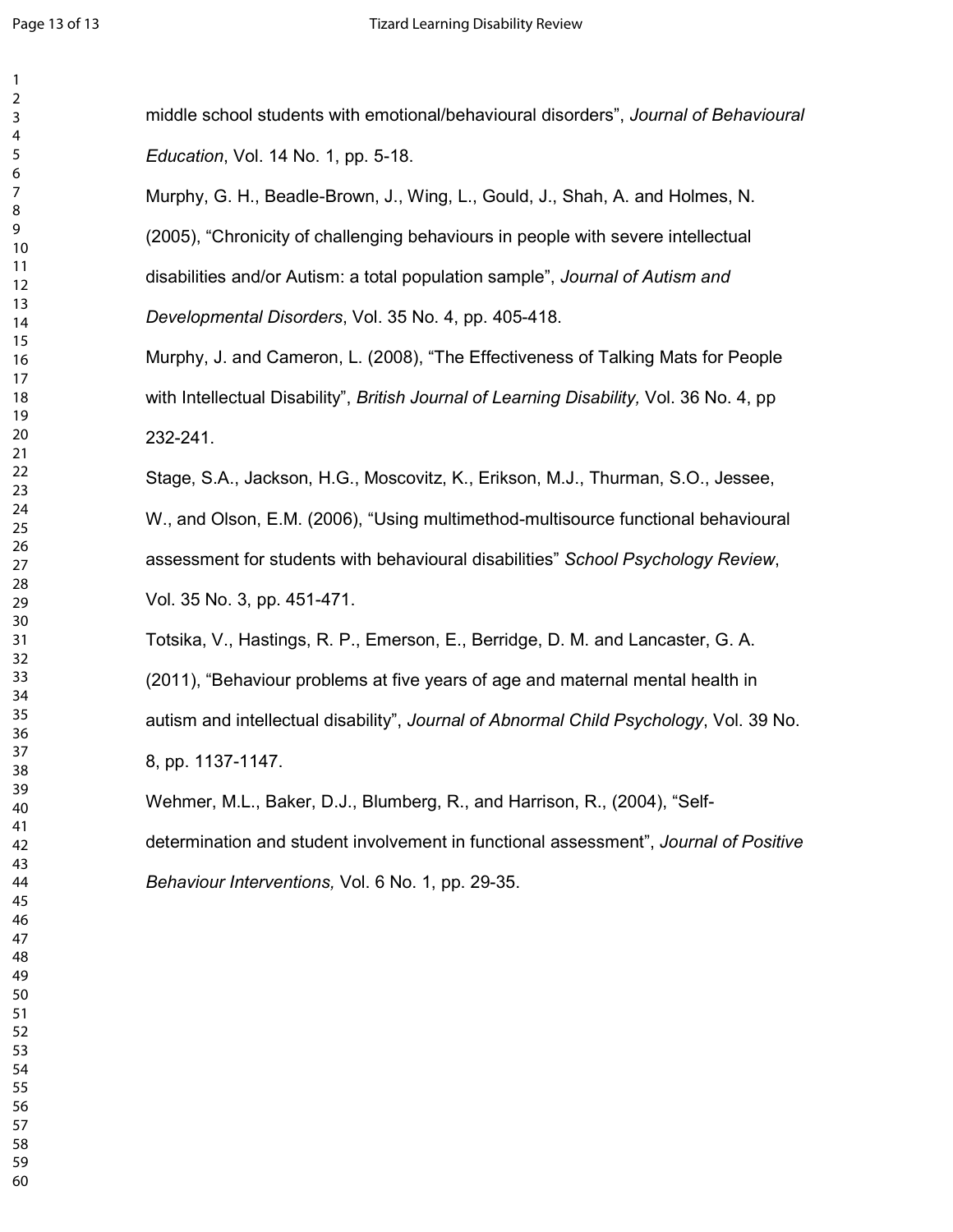middle school students with emotional/behavioural disorders", *Journal of Behavioural Education*, Vol. 14 No. 1, pp. 5-18.

Murphy, G. H., Beadle-Brown, J., Wing, L., Gould, J., Shah, A. and Holmes, N. (2005), "Chronicity of challenging behaviours in people with severe intellectual disabilities and/or Autism: a total population sample", *Journal of Autism and Developmental Disorders*, Vol. 35 No. 4, pp. 405-418.

Murphy, J. and Cameron, L. (2008), "The Effectiveness of Talking Mats for People with Intellectual Disability", *British Journal of Learning Disability,* Vol. 36 No. 4, pp 232-241.

Stage, S.A., Jackson, H.G., Moscovitz, K., Erikson, M.J., Thurman, S.O., Jessee, W., and Olson, E.M. (2006), "Using multimethod-multisource functional behavioural assessment for students with behavioural disabilities" *School Psychology Review*, Vol. 35 No. 3, pp. 451-471.

Totsika, V., Hastings, R. P., Emerson, E., Berridge, D. M. and Lancaster, G. A. (2011), "Behaviour problems at five years of age and maternal mental health in autism and intellectual disability", *Journal of Abnormal Child Psychology*, Vol. 39 No. 8, pp. 1137-1147.

Wehmer, M.L., Baker, D.J., Blumberg, R., and Harrison, R., (2004), "Self-determination and student involvement in functional assessment", *Journal of Positive Behaviour Interventions,* Vol. 6 No. 1, pp. 29-35.